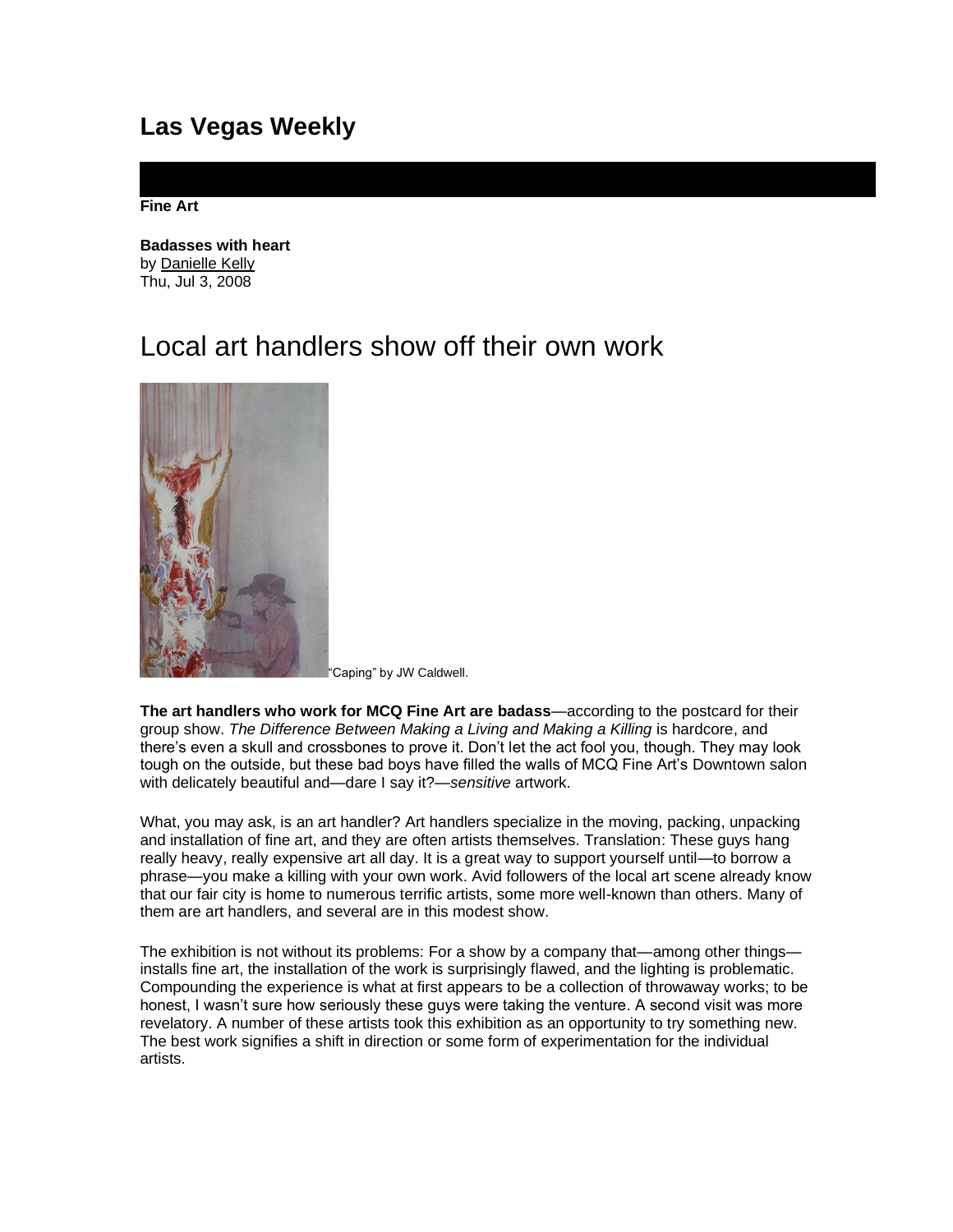# Las Vegas Weekly

**Fine Art**

**Badasses with heart**
by Danielle Kelly
Thu, Jul 3, 2008

## Local art handlers show off their own work

"Caping" by JW Caldwell.

**The art handlers who work for MCQ Fine Art are badass**—according to the postcard for their group show. *The Difference Between Making a Living and Making a Killing* is hardcore, and there's even a skull and crossbones to prove it. Don't let the act fool you, though. They may look tough on the outside, but these bad boys have filled the walls of MCQ Fine Art's Downtown salon with delicately beautiful and—dare I say it?—*sensitive* artwork.

What, you may ask, is an art handler? Art handlers specialize in the moving, packing, unpacking and installation of fine art, and they are often artists themselves. Translation: These guys hang really heavy, really expensive art all day. It is a great way to support yourself until—to borrow a phrase—you make a killing with your own work. Avid followers of the local art scene already know that our fair city is home to numerous terrific artists, some more well-known than others. Many of them are art handlers, and several are in this modest show.

The exhibition is not without its problems: For a show by a company that—among other things—installs fine art, the installation of the work is surprisingly flawed, and the lighting is problematic. Compounding the experience is what at first appears to be a collection of throwaway works; to be honest, I wasn't sure how seriously these guys were taking the venture. A second visit was more revelatory. A number of these artists took this exhibition as an opportunity to try something new. The best work signifies a shift in direction or some form of experimentation for the individual artists.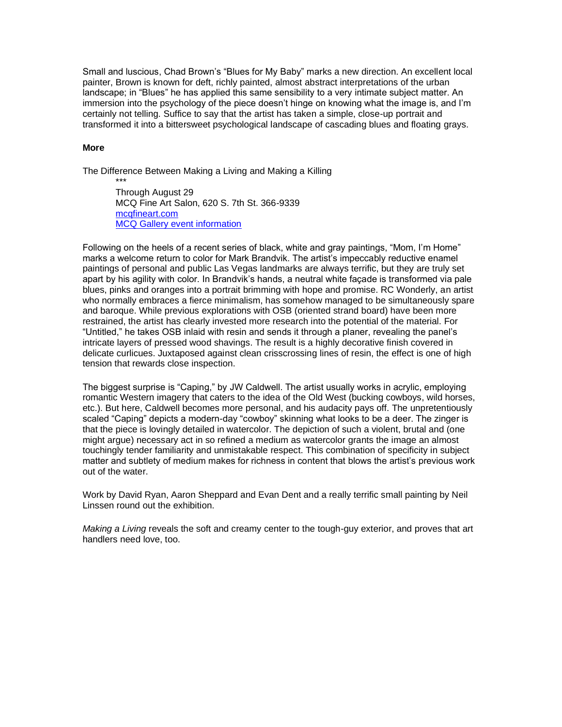Small and luscious, Chad Brown's "Blues for My Baby" marks a new direction. An excellent local painter, Brown is known for deft, richly painted, almost abstract interpretations of the urban landscape; in "Blues" he has applied this same sensibility to a very intimate subject matter. An immersion into the psychology of the piece doesn't hinge on knowing what the image is, and I'm certainly not telling. Suffice to say that the artist has taken a simple, close-up portrait and transformed it into a bittersweet psychological landscape of cascading blues and floating grays.

**More**

The Difference Between Making a Living and Making a Killing

> ***
> Through August 29
> MCQ Fine Art Salon, 620 S. 7th St. 366-9339
> [mcqfineart.com](mcqfineart.com)
> MCQ Gallery event information

Following on the heels of a recent series of black, white and gray paintings, "Mom, I'm Home" marks a welcome return to color for Mark Brandvik. The artist's impeccably reductive enamel paintings of personal and public Las Vegas landmarks are always terrific, but they are truly set apart by his agility with color. In Brandvik's hands, a neutral white façade is transformed via pale blues, pinks and oranges into a portrait brimming with hope and promise. RC Wonderly, an artist who normally embraces a fierce minimalism, has somehow managed to be simultaneously spare and baroque. While previous explorations with OSB (oriented strand board) have been more restrained, the artist has clearly invested more research into the potential of the material. For "Untitled," he takes OSB inlaid with resin and sends it through a planer, revealing the panel's intricate layers of pressed wood shavings. The result is a highly decorative finish covered in delicate curlicues. Juxtaposed against clean crisscrossing lines of resin, the effect is one of high tension that rewards close inspection.

The biggest surprise is "Caping," by JW Caldwell. The artist usually works in acrylic, employing romantic Western imagery that caters to the idea of the Old West (bucking cowboys, wild horses, etc.). But here, Caldwell becomes more personal, and his audacity pays off. The unpretentiously scaled "Caping" depicts a modern-day "cowboy" skinning what looks to be a deer. The zinger is that the piece is lovingly detailed in watercolor. The depiction of such a violent, brutal and (one might argue) necessary act in so refined a medium as watercolor grants the image an almost touchingly tender familiarity and unmistakable respect. This combination of specificity in subject matter and subtlety of medium makes for richness in content that blows the artist's previous work out of the water.

Work by David Ryan, Aaron Sheppard and Evan Dent and a really terrific small painting by Neil Linssen round out the exhibition.

*Making a Living* reveals the soft and creamy center to the tough-guy exterior, and proves that art handlers need love, too.